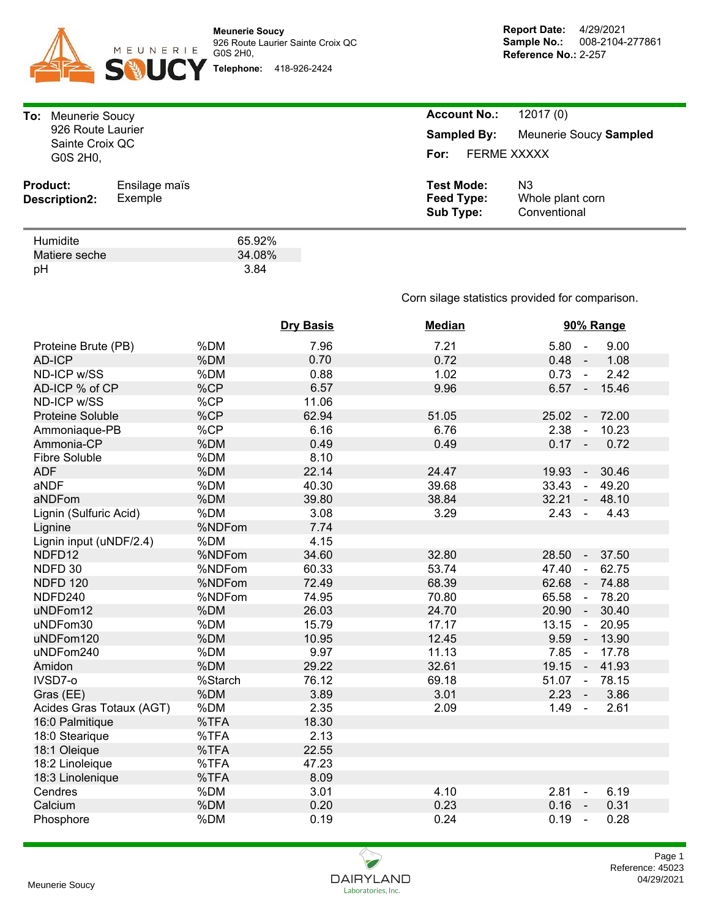**Meunerie Soucy**
926 Route Laurier Sainte Croix QC
G0S 2H0,
**Telephone:** 418-926-2424

**Report Date:** 4/29/2021
**Sample No.:** 008-2104-277861
**Reference No.:** 2-257

**To:** Meunerie Soucy
926 Route Laurier
Sainte Croix QC
G0S 2H0,

**Account No.:** 12017 (0)
**Sampled By:** Meunerie Soucy **Sampled**
**For:** FERME XXXXX

**Product:** Ensilage maïs
**Description2:** Exemple

**Test Mode:** N3
**Feed Type:** Whole plant corn
**Sub Type:** Conventional

| | |
|---|---|
| Humidite | 65.92% |
| Matiere seche | 34.08% |
| pH | 3.84 |

Corn silage statistics provided for comparison.

| | | Dry Basis | Median | 90% Range |
|---|---|---|---|---|
| Proteine Brute (PB) | %DM | 7.96 | 7.21 | 5.80 - 9.00 |
| AD-ICP | %DM | 0.70 | 0.72 | 0.48 - 1.08 |
| ND-ICP w/SS | %DM | 0.88 | 1.02 | 0.73 - 2.42 |
| AD-ICP % of CP | %CP | 6.57 | 9.96 | 6.57 - 15.46 |
| ND-ICP w/SS | %CP | 11.06 | | |
| Proteine Soluble | %CP | 62.94 | 51.05 | 25.02 - 72.00 |
| Ammoniaque-PB | %CP | 6.16 | 6.76 | 2.38 - 10.23 |
| Ammonia-CP | %DM | 0.49 | 0.49 | 0.17 - 0.72 |
| Fibre Soluble | %DM | 8.10 | | |
| ADF | %DM | 22.14 | 24.47 | 19.93 - 30.46 |
| aNDF | %DM | 40.30 | 39.68 | 33.43 - 49.20 |
| aNDFom | %DM | 39.80 | 38.84 | 32.21 - 48.10 |
| Lignin (Sulfuric Acid) | %DM | 3.08 | 3.29 | 2.43 - 4.43 |
| Lignine | %NDFom | 7.74 | | |
| Lignin input (uNDF/2.4) | %DM | 4.15 | | |
| NDFD12 | %NDFom | 34.60 | 32.80 | 28.50 - 37.50 |
| NDFD 30 | %NDFom | 60.33 | 53.74 | 47.40 - 62.75 |
| NDFD 120 | %NDFom | 72.49 | 68.39 | 62.68 - 74.88 |
| NDFD240 | %NDFom | 74.95 | 70.80 | 65.58 - 78.20 |
| uNDFom12 | %DM | 26.03 | 24.70 | 20.90 - 30.40 |
| uNDFom30 | %DM | 15.79 | 17.17 | 13.15 - 20.95 |
| uNDFom120 | %DM | 10.95 | 12.45 | 9.59 - 13.90 |
| uNDFom240 | %DM | 9.97 | 11.13 | 7.85 - 17.78 |
| Amidon | %DM | 29.22 | 32.61 | 19.15 - 41.93 |
| IVSD7-o | %Starch | 76.12 | 69.18 | 51.07 - 78.15 |
| Gras (EE) | %DM | 3.89 | 3.01 | 2.23 - 3.86 |
| Acides Gras Totaux (AGT) | %DM | 2.35 | 2.09 | 1.49 - 2.61 |
| 16:0 Palmitique | %TFA | 18.30 | | |
| 18:0 Stearique | %TFA | 2.13 | | |
| 18:1 Oleique | %TFA | 22.55 | | |
| 18:2 Linoleique | %TFA | 47.23 | | |
| 18:3 Linolenique | %TFA | 8.09 | | |
| Cendres | %DM | 3.01 | 4.10 | 2.81 - 6.19 |
| Calcium | %DM | 0.20 | 0.23 | 0.16 - 0.31 |
| Phosphore | %DM | 0.19 | 0.24 | 0.19 - 0.28 |

Meunerie Soucy

DAIRYLAND Laboratories, Inc.

Reference: 45023
04/29/2021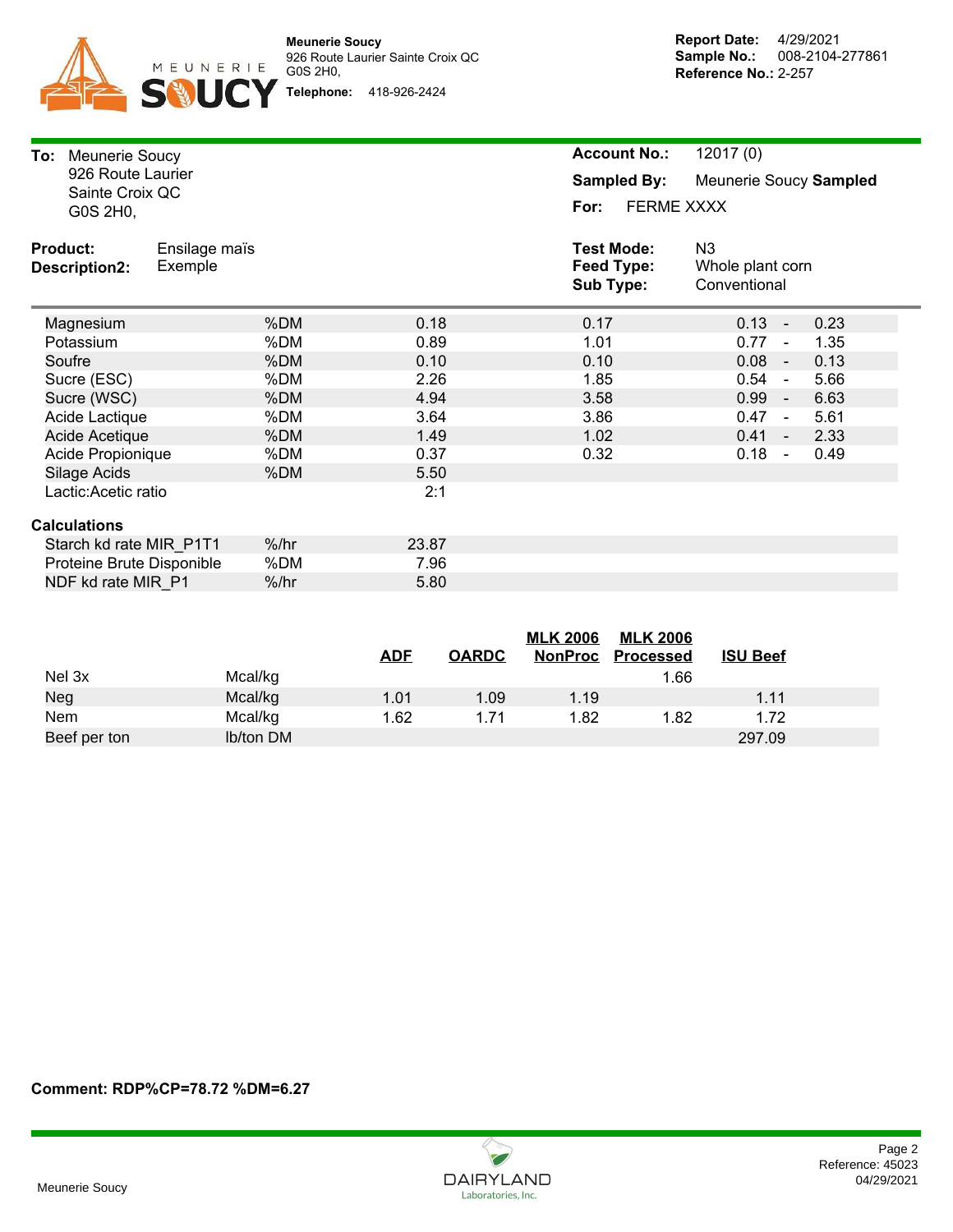**Meunerie Soucy**
926 Route Laurier Sainte Croix QC
G0S 2H0,
**Telephone:** 418-926-2424

**Report Date:** 4/29/2021
**Sample No.:** 008-2104-277861
**Reference No.:** 2-257

**To:** Meunerie Soucy
926 Route Laurier
Sainte Croix QC
G0S 2H0,

**Account No.:** 12017 (0)
**Sampled By:** Meunerie Soucy **Sampled**
**For:** FERME XXXX

**Product:** Ensilage maïs
**Description2:** Exemple

**Test Mode:** N3
**Feed Type:** Whole plant corn
**Sub Type:** Conventional

| | | | | |
|---|---|---|---|---|
| Magnesium | %DM | 0.18 | 0.17 | 0.13 - 0.23 |
| Potassium | %DM | 0.89 | 1.01 | 0.77 - 1.35 |
| Soufre | %DM | 0.10 | 0.10 | 0.08 - 0.13 |
| Sucre (ESC) | %DM | 2.26 | 1.85 | 0.54 - 5.66 |
| Sucre (WSC) | %DM | 4.94 | 3.58 | 0.99 - 6.63 |
| Acide Lactique | %DM | 3.64 | 3.86 | 0.47 - 5.61 |
| Acide Acetique | %DM | 1.49 | 1.02 | 0.41 - 2.33 |
| Acide Propionique | %DM | 0.37 | 0.32 | 0.18 - 0.49 |
| Silage Acids | %DM | 5.50 | | |
| Lactic:Acetic ratio | | 2:1 | | |

### Calculations

| | | |
|---|---|---|
| Starch kd rate MIR_P1T1 | %/hr | 23.87 |
| Proteine Brute Disponible | %DM | 7.96 |
| NDF kd rate MIR_P1 | %/hr | 5.80 |

| | | ADF | OARDC | MLK 2006 NonProc | MLK 2006 Processed | ISU Beef |
|---|---|---|---|---|---|---|
| Nel 3x | Mcal/kg | | | | 1.66 | |
| Neg | Mcal/kg | 1.01 | 1.09 | 1.19 | | 1.11 |
| Nem | Mcal/kg | 1.62 | 1.71 | 1.82 | 1.82 | 1.72 |
| Beef per ton | lb/ton DM | | | | | 297.09 |

**Comment: RDP%CP=78.72 %DM=6.27**

Meunerie Soucy

DAIRYLAND Laboratories, Inc.

Reference: 45023
04/29/2021